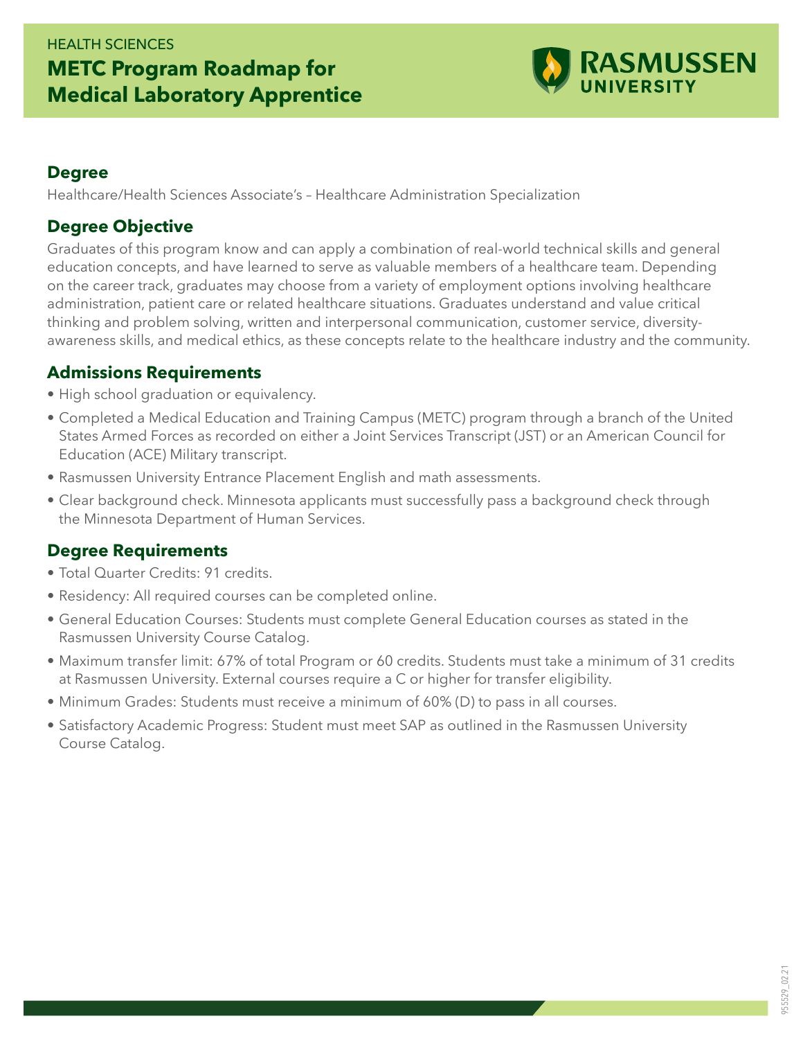HEALTH SCIENCES

# METC Program Roadmap for Medical Laboratory Apprentice

RASMUSSEN UNIVERSITY

## Degree

Healthcare/Health Sciences Associate's – Healthcare Administration Specialization

## Degree Objective

Graduates of this program know and can apply a combination of real-world technical skills and general education concepts, and have learned to serve as valuable members of a healthcare team. Depending on the career track, graduates may choose from a variety of employment options involving healthcare administration, patient care or related healthcare situations. Graduates understand and value critical thinking and problem solving, written and interpersonal communication, customer service, diversity-awareness skills, and medical ethics, as these concepts relate to the healthcare industry and the community.

## Admissions Requirements

- High school graduation or equivalency.
- Completed a Medical Education and Training Campus (METC) program through a branch of the United States Armed Forces as recorded on either a Joint Services Transcript (JST) or an American Council for Education (ACE) Military transcript.
- Rasmussen University Entrance Placement English and math assessments.
- Clear background check. Minnesota applicants must successfully pass a background check through the Minnesota Department of Human Services.

## Degree Requirements

- Total Quarter Credits: 91 credits.
- Residency: All required courses can be completed online.
- General Education Courses: Students must complete General Education courses as stated in the Rasmussen University Course Catalog.
- Maximum transfer limit: 67% of total Program or 60 credits. Students must take a minimum of 31 credits at Rasmussen University. External courses require a C or higher for transfer eligibility.
- Minimum Grades: Students must receive a minimum of 60% (D) to pass in all courses.
- Satisfactory Academic Progress: Student must meet SAP as outlined in the Rasmussen University Course Catalog.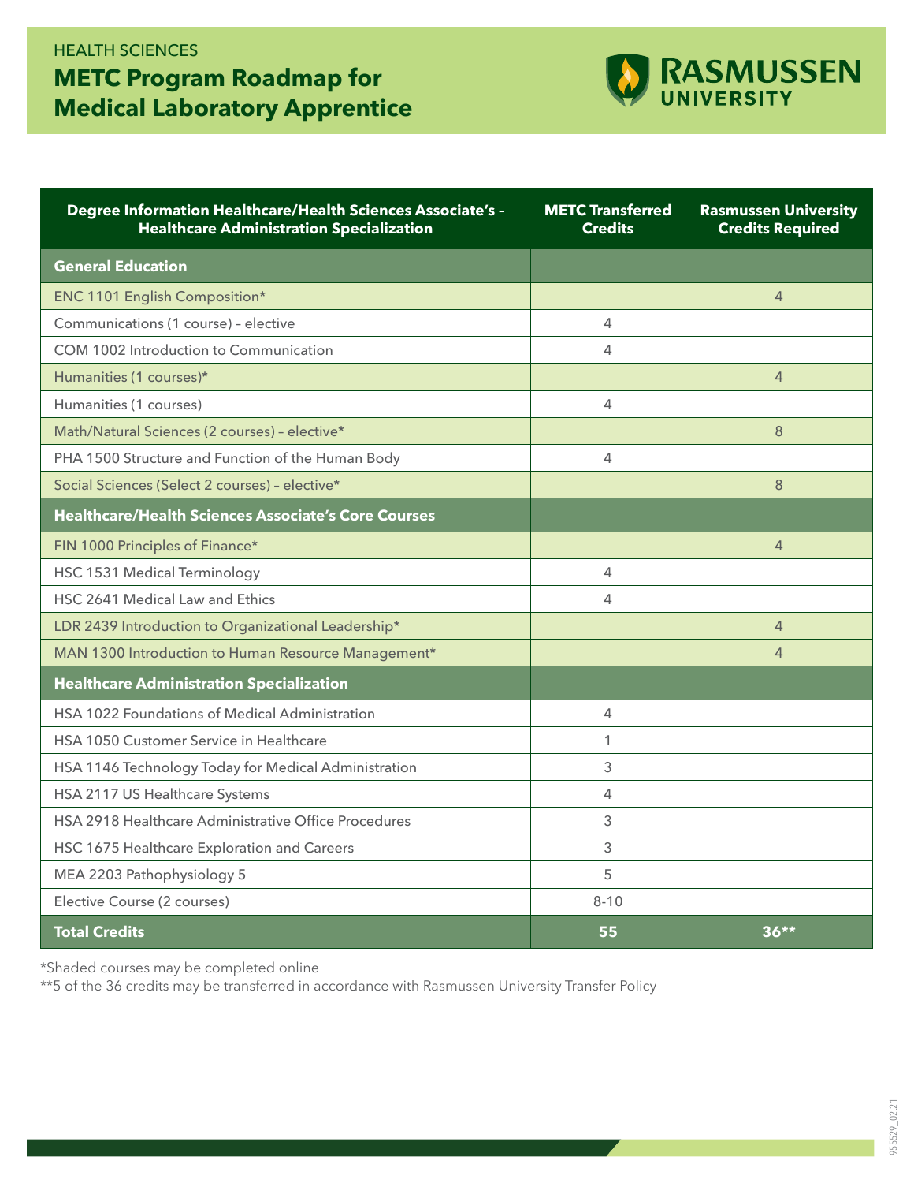HEALTH SCIENCES

# METC Program Roadmap for Medical Laboratory Apprentice

| Degree Information Healthcare/Health Sciences Associate's – Healthcare Administration Specialization | METC Transferred Credits | Rasmussen University Credits Required |
|---|---|---|
| **General Education** | | |
| ENC 1101 English Composition* | | 4 |
| Communications (1 course) – elective | 4 | |
| COM 1002 Introduction to Communication | 4 | |
| Humanities (1 courses)* | | 4 |
| Humanities (1 courses) | 4 | |
| Math/Natural Sciences (2 courses) – elective* | | 8 |
| PHA 1500 Structure and Function of the Human Body | 4 | |
| Social Sciences (Select 2 courses) – elective* | | 8 |
| **Healthcare/Health Sciences Associate's Core Courses** | | |
| FIN 1000 Principles of Finance* | | 4 |
| HSC 1531 Medical Terminology | 4 | |
| HSC 2641 Medical Law and Ethics | 4 | |
| LDR 2439 Introduction to Organizational Leadership* | | 4 |
| MAN 1300 Introduction to Human Resource Management* | | 4 |
| **Healthcare Administration Specialization** | | |
| HSA 1022 Foundations of Medical Administration | 4 | |
| HSA 1050 Customer Service in Healthcare | 1 | |
| HSA 1146 Technology Today for Medical Administration | 3 | |
| HSA 2117 US Healthcare Systems | 4 | |
| HSA 2918 Healthcare Administrative Office Procedures | 3 | |
| HSC 1675 Healthcare Exploration and Careers | 3 | |
| MEA 2203 Pathophysiology 5 | 5 | |
| Elective Course (2 courses) | 8-10 | |
| **Total Credits** | **55** | **36**** |

*Shaded courses may be completed online

**5 of the 36 credits may be transferred in accordance with Rasmussen University Transfer Policy